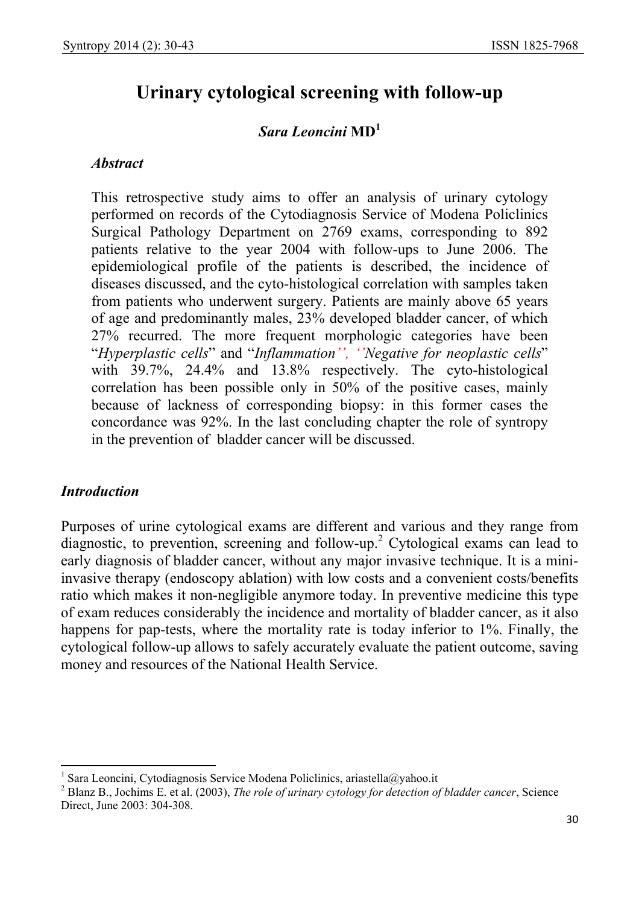# Urinary cytological screening with follow-up

***Sara Leoncini* MD**[1]

### *Abstract*

This retrospective study aims to offer an analysis of urinary cytology performed on records of the Cytodiagnosis Service of Modena Policlinics Surgical Pathology Department on 2769 exams, corresponding to 892 patients relative to the year 2004 with follow-ups to June 2006. The epidemiological profile of the patients is described, the incidence of diseases discussed, and the cyto-histological correlation with samples taken from patients who underwent surgery. Patients are mainly above 65 years of age and predominantly males, 23% developed bladder cancer, of which 27% recurred. The more frequent morphologic categories have been "*Hyperplastic cells*" and "*Inflammation*", "*Negative for neoplastic cells*" with 39.7%, 24.4% and 13.8% respectively. The cyto-histological correlation has been possible only in 50% of the positive cases, mainly because of lackness of corresponding biopsy: in this former cases the concordance was 92%. In the last concluding chapter the role of syntropy in the prevention of bladder cancer will be discussed.

## *Introduction*

Purposes of urine cytological exams are different and various and they range from diagnostic, to prevention, screening and follow-up.[2] Cytological exams can lead to early diagnosis of bladder cancer, without any major invasive technique. It is a mini-invasive therapy (endoscopy ablation) with low costs and a convenient costs/benefits ratio which makes it non-negligible anymore today. In preventive medicine this type of exam reduces considerably the incidence and mortality of bladder cancer, as it also happens for pap-tests, where the mortality rate is today inferior to 1%. Finally, the cytological follow-up allows to safely accurately evaluate the patient outcome, saving money and resources of the National Health Service.

---

[1] Sara Leoncini, Cytodiagnosis Service Modena Policlinics, ariastella@yahoo.it

[2] Blanz B., Jochims E. et al. (2003), *The role of urinary cytology for detection of bladder cancer*, Science Direct, June 2003: 304-308.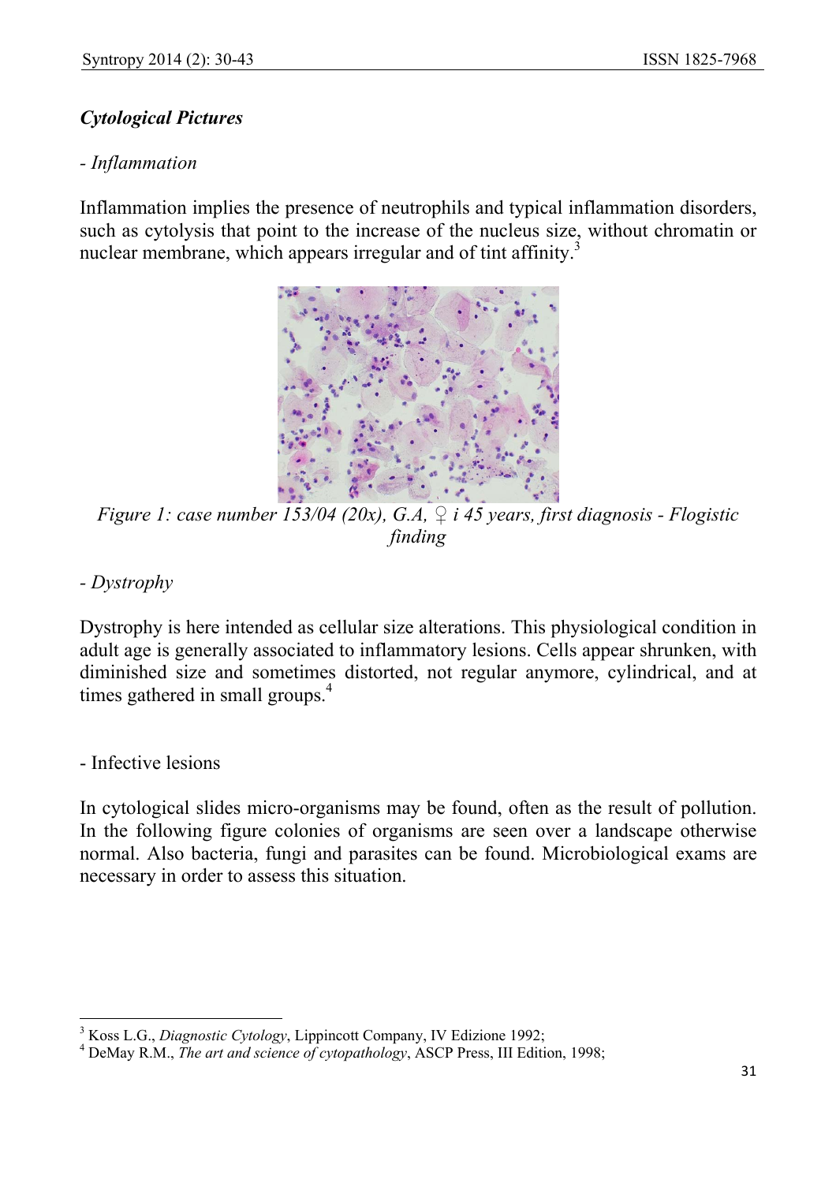### *Cytological Pictures*

*- Inflammation*

Inflammation implies the presence of neutrophils and typical inflammation disorders, such as cytolysis that point to the increase of the nucleus size, without chromatin or nuclear membrane, which appears irregular and of tint affinity.[3]

*Figure 1: case number 153/04 (20x), G.A, ♀ i 45 years, first diagnosis - Flogistic finding*

*- Dystrophy*

Dystrophy is here intended as cellular size alterations. This physiological condition in adult age is generally associated to inflammatory lesions. Cells appear shrunken, with diminished size and sometimes distorted, not regular anymore, cylindrical, and at times gathered in small groups.[4]

- Infective lesions

In cytological slides micro-organisms may be found, often as the result of pollution. In the following figure colonies of organisms are seen over a landscape otherwise normal. Also bacteria, fungi and parasites can be found. Microbiological exams are necessary in order to assess this situation.

---

[3] Koss L.G., *Diagnostic Cytology*, Lippincott Company, IV Edizione 1992;

[4] DeMay R.M., *The art and science of cytopathology*, ASCP Press, III Edition, 1998;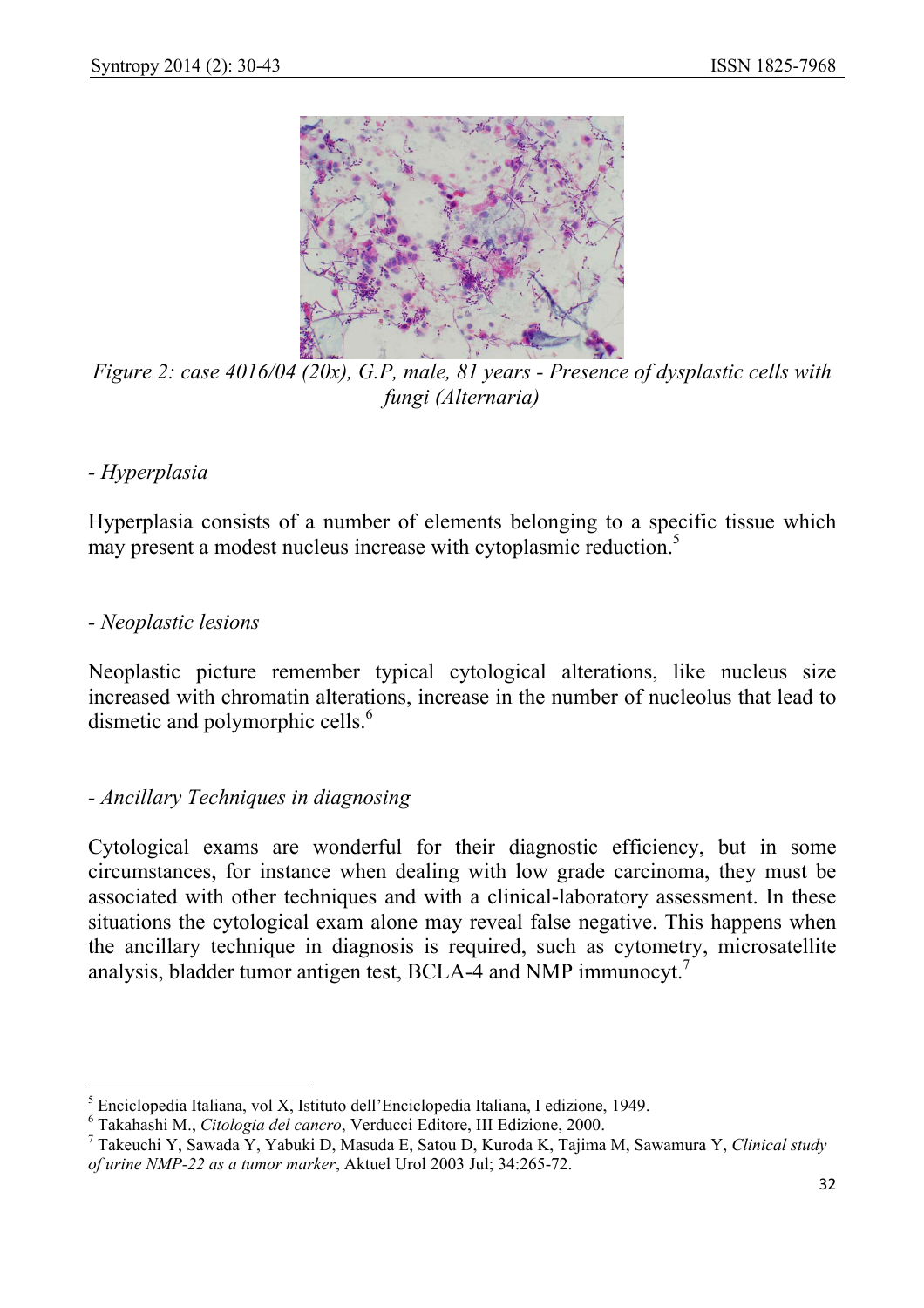*Figure 2: case 4016/04 (20x), G.P, male, 81 years - Presence of dysplastic cells with fungi (Alternaria)*

### - *Hyperplasia*

Hyperplasia consists of a number of elements belonging to a specific tissue which may present a modest nucleus increase with cytoplasmic reduction.[5]

### - *Neoplastic lesions*

Neoplastic picture remember typical cytological alterations, like nucleus size increased with chromatin alterations, increase in the number of nucleolus that lead to dismetic and polymorphic cells.[6]

### - *Ancillary Techniques in diagnosing*

Cytological exams are wonderful for their diagnostic efficiency, but in some circumstances, for instance when dealing with low grade carcinoma, they must be associated with other techniques and with a clinical-laboratory assessment. In these situations the cytological exam alone may reveal false negative. This happens when the ancillary technique in diagnosis is required, such as cytometry, microsatellite analysis, bladder tumor antigen test, BCLA-4 and NMP immunocyt.[7]

---

[5] Enciclopedia Italiana, vol X, Istituto dell'Enciclopedia Italiana, I edizione, 1949.

[6] Takahashi M., *Citologia del cancro*, Verducci Editore, III Edizione, 2000.

[7] Takeuchi Y, Sawada Y, Yabuki D, Masuda E, Satou D, Kuroda K, Tajima M, Sawamura Y, *Clinical study of urine NMP-22 as a tumor marker*, Aktuel Urol 2003 Jul; 34:265-72.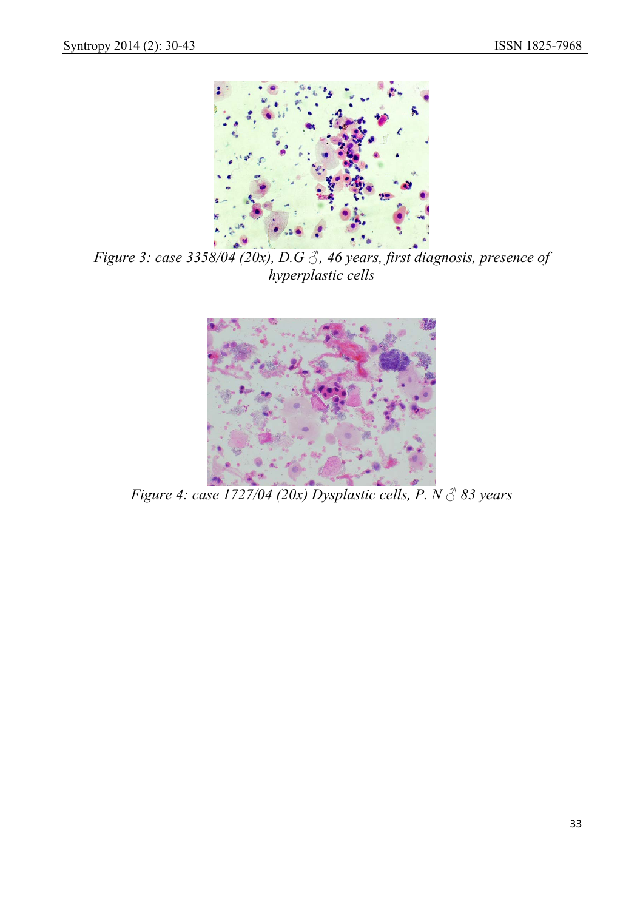*Figure 3: case 3358/04 (20x), D.G ♂, 46 years, first diagnosis, presence of hyperplastic cells*

*Figure 4: case 1727/04 (20x) Dysplastic cells, P. N ♂ 83 years*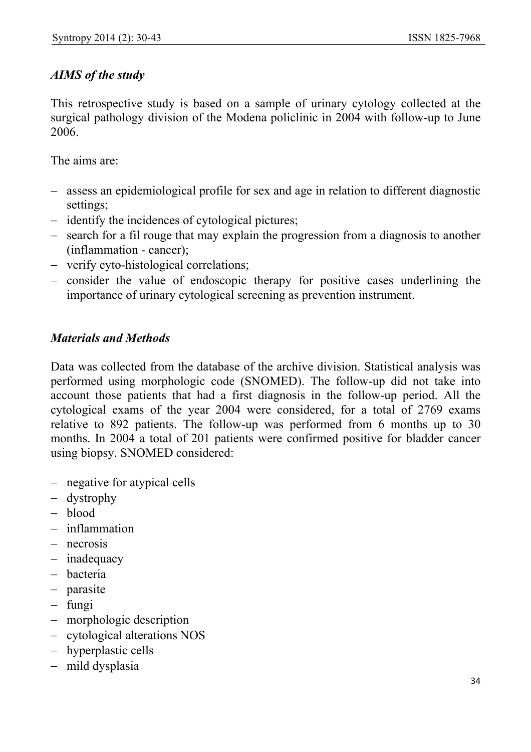### *AIMS of the study*

This retrospective study is based on a sample of urinary cytology collected at the surgical pathology division of the Modena policlinic in 2004 with follow-up to June 2006.

The aims are:

- assess an epidemiological profile for sex and age in relation to different diagnostic settings;
- identify the incidences of cytological pictures;
- search for a fil rouge that may explain the progression from a diagnosis to another (inflammation - cancer);
- verify cyto-histological correlations;
- consider the value of endoscopic therapy for positive cases underlining the importance of urinary cytological screening as prevention instrument.

### *Materials and Methods*

Data was collected from the database of the archive division. Statistical analysis was performed using morphologic code (SNOMED). The follow-up did not take into account those patients that had a first diagnosis in the follow-up period. All the cytological exams of the year 2004 were considered, for a total of 2769 exams relative to 892 patients. The follow-up was performed from 6 months up to 30 months. In 2004 a total of 201 patients were confirmed positive for bladder cancer using biopsy. SNOMED considered:

- negative for atypical cells
- dystrophy
- blood
- inflammation
- necrosis
- inadequacy
- bacteria
- parasite
- fungi
- morphologic description
- cytological alterations NOS
- hyperplastic cells
- mild dysplasia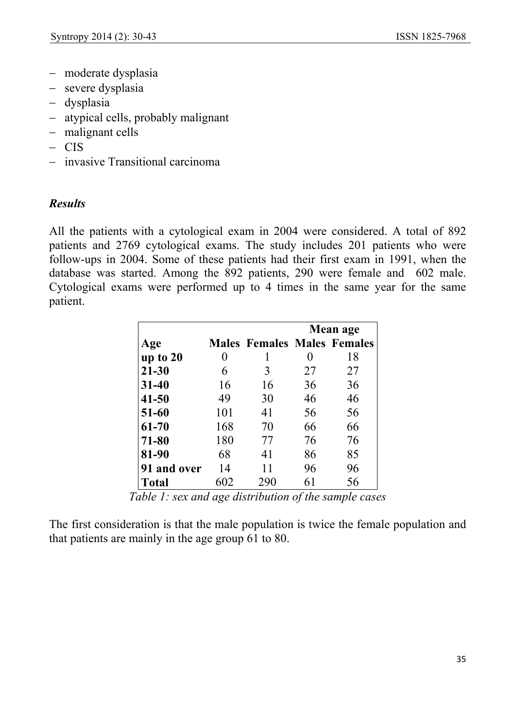- moderate dysplasia
- severe dysplasia
- dysplasia
- atypical cells, probably malignant
- malignant cells
- CIS
- invasive Transitional carcinoma

### *Results*

All the patients with a cytological exam in 2004 were considered. A total of 892 patients and 2769 cytological exams. The study includes 201 patients who were follow-ups in 2004. Some of these patients had their first exam in 1991, when the database was started. Among the 892 patients, 290 were female and 602 male. Cytological exams were performed up to 4 times in the same year for the same patient.

| | | | Mean age | |
|---|---|---|---|---|
| **Age** | **Males** | **Females** | **Males** | **Females** |
| **up to 20** | 0 | 1 | 0 | 18 |
| **21-30** | 6 | 3 | 27 | 27 |
| **31-40** | 16 | 16 | 36 | 36 |
| **41-50** | 49 | 30 | 46 | 46 |
| **51-60** | 101 | 41 | 56 | 56 |
| **61-70** | 168 | 70 | 66 | 66 |
| **71-80** | 180 | 77 | 76 | 76 |
| **81-90** | 68 | 41 | 86 | 85 |
| **91 and over** | 14 | 11 | 96 | 96 |
| **Total** | 602 | 290 | 61 | 56 |

*Table 1: sex and age distribution of the sample cases*

The first consideration is that the male population is twice the female population and that patients are mainly in the age group 61 to 80.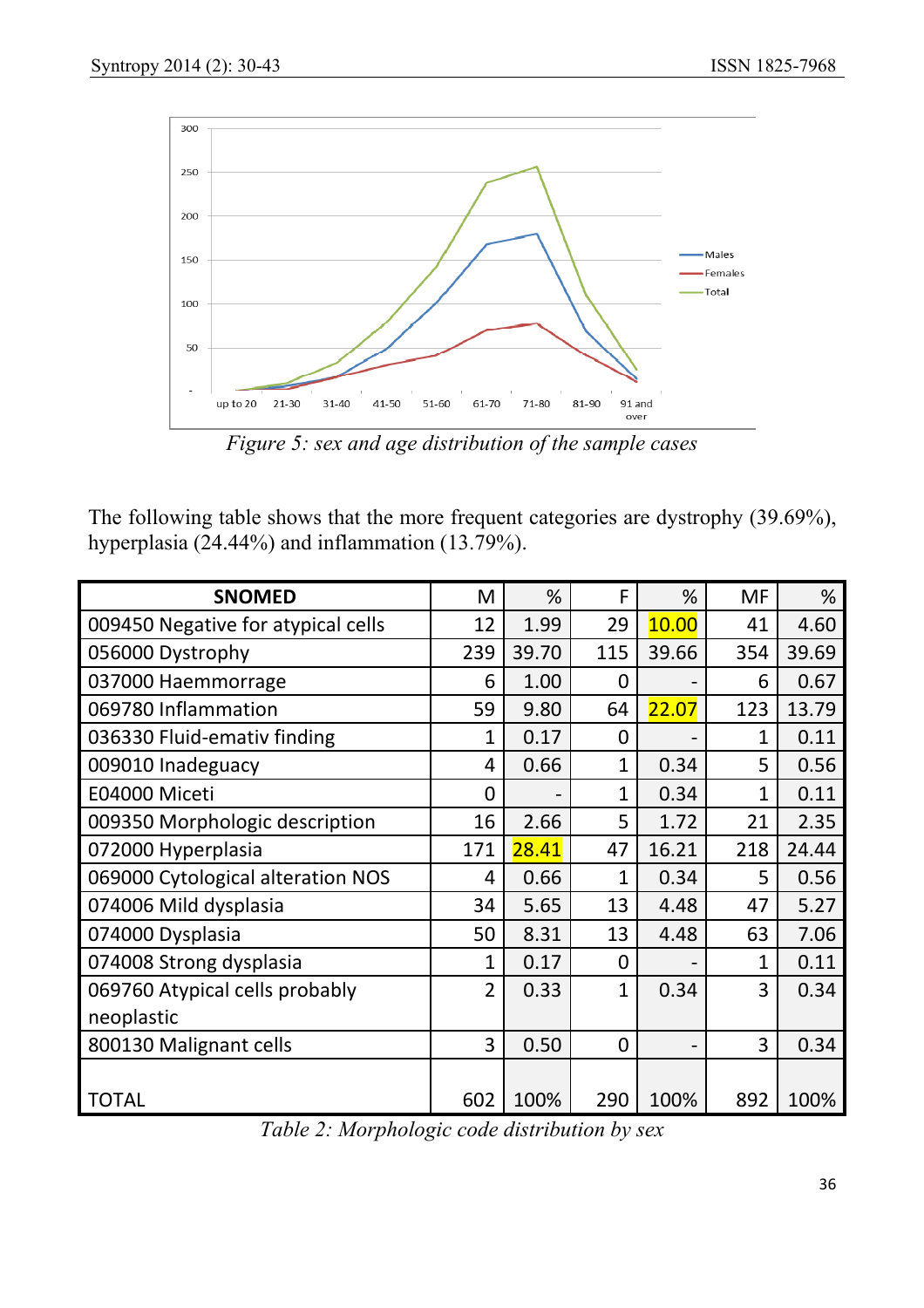Figure 5: sex and age distribution of the sample cases

The following table shows that the more frequent categories are dystrophy (39.69%), hyperplasia (24.44%) and inflammation (13.79%).

| SNOMED | M | % | F | % | MF | % |
|---|---|---|---|---|---|---|
| 009450 Negative for atypical cells | 12 | 1.99 | 29 | 10.00 | 41 | 4.60 |
| 056000 Dystrophy | 239 | 39.70 | 115 | 39.66 | 354 | 39.69 |
| 037000 Haemmorrage | 6 | 1.00 | 0 | - | 6 | 0.67 |
| 069780 Inflammation | 59 | 9.80 | 64 | 22.07 | 123 | 13.79 |
| 036330 Fluid-emativ finding | 1 | 0.17 | 0 | - | 1 | 0.11 |
| 009010 Inadeguacy | 4 | 0.66 | 1 | 0.34 | 5 | 0.56 |
| E04000 Miceti | 0 | - | 1 | 0.34 | 1 | 0.11 |
| 009350 Morphologic description | 16 | 2.66 | 5 | 1.72 | 21 | 2.35 |
| 072000 Hyperplasia | 171 | 28.41 | 47 | 16.21 | 218 | 24.44 |
| 069000 Cytological alteration NOS | 4 | 0.66 | 1 | 0.34 | 5 | 0.56 |
| 074006 Mild dysplasia | 34 | 5.65 | 13 | 4.48 | 47 | 5.27 |
| 074000 Dysplasia | 50 | 8.31 | 13 | 4.48 | 63 | 7.06 |
| 074008 Strong dysplasia | 1 | 0.17 | 0 | - | 1 | 0.11 |
| 069760 Atypical cells probably neoplastic | 2 | 0.33 | 1 | 0.34 | 3 | 0.34 |
| 800130 Malignant cells | 3 | 0.50 | 0 | - | 3 | 0.34 |
| TOTAL | 602 | 100% | 290 | 100% | 892 | 100% |

Table 2: Morphologic code distribution by sex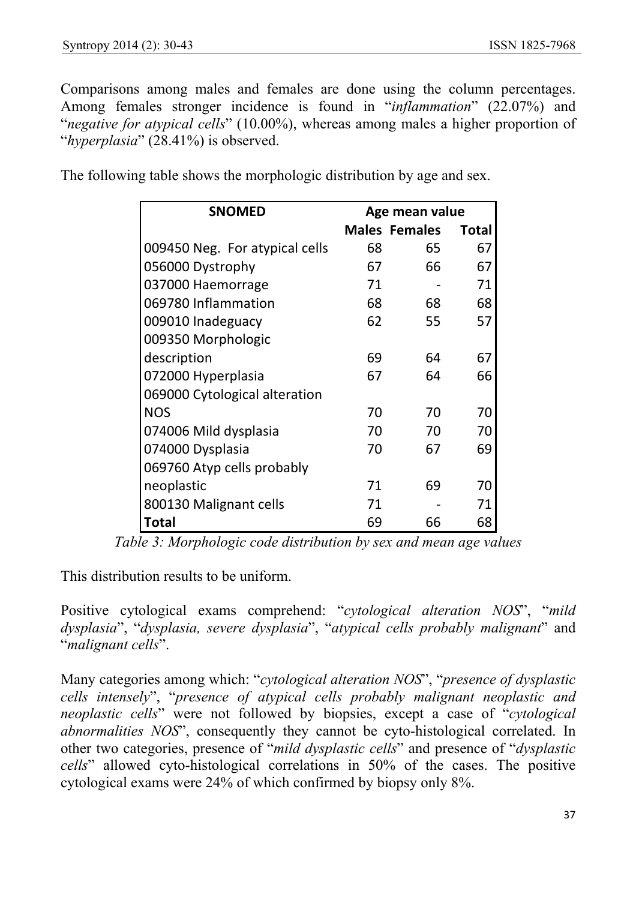Comparisons among males and females are done using the column percentages. Among females stronger incidence is found in "*inflammation*" (22.07%) and "*negative for atypical cells*" (10.00%), whereas among males a higher proportion of "*hyperplasia*" (28.41%) is observed.

The following table shows the morphologic distribution by age and sex.

| SNOMED | Age mean value | | |
|---|---|---|---|
| | Males | Females | Total |
| 009450 Neg. For atypical cells | 68 | 65 | 67 |
| 056000 Dystrophy | 67 | 66 | 67 |
| 037000 Haemorrage | 71 | - | 71 |
| 069780 Inflammation | 68 | 68 | 68 |
| 009010 Inadeguacy | 62 | 55 | 57 |
| 009350 Morphologic description | 69 | 64 | 67 |
| 072000 Hyperplasia | 67 | 64 | 66 |
| 069000 Cytological alteration NOS | 70 | 70 | 70 |
| 074006 Mild dysplasia | 70 | 70 | 70 |
| 074000 Dysplasia | 70 | 67 | 69 |
| 069760 Atyp cells probably neoplastic | 71 | 69 | 70 |
| 800130 Malignant cells | 71 | - | 71 |
| **Total** | 69 | 66 | 68 |

*Table 3: Morphologic code distribution by sex and mean age values*

This distribution results to be uniform.

Positive cytological exams comprehend: "*cytological alteration NOS*", "*mild dysplasia*", "*dysplasia, severe dysplasia*", "*atypical cells probably malignant*" and "*malignant cells*".

Many categories among which: "*cytological alteration NOS*", "*presence of dysplastic cells intensely*", "*presence of atypical cells probably malignant neoplastic and neoplastic cells*" were not followed by biopsies, except a case of "*cytological abnormalities NOS*", consequently they cannot be cyto-histological correlated. In other two categories, presence of "*mild dysplastic cells*" and presence of "*dysplastic cells*" allowed cyto-histological correlations in 50% of the cases. The positive cytological exams were 24% of which confirmed by biopsy only 8%.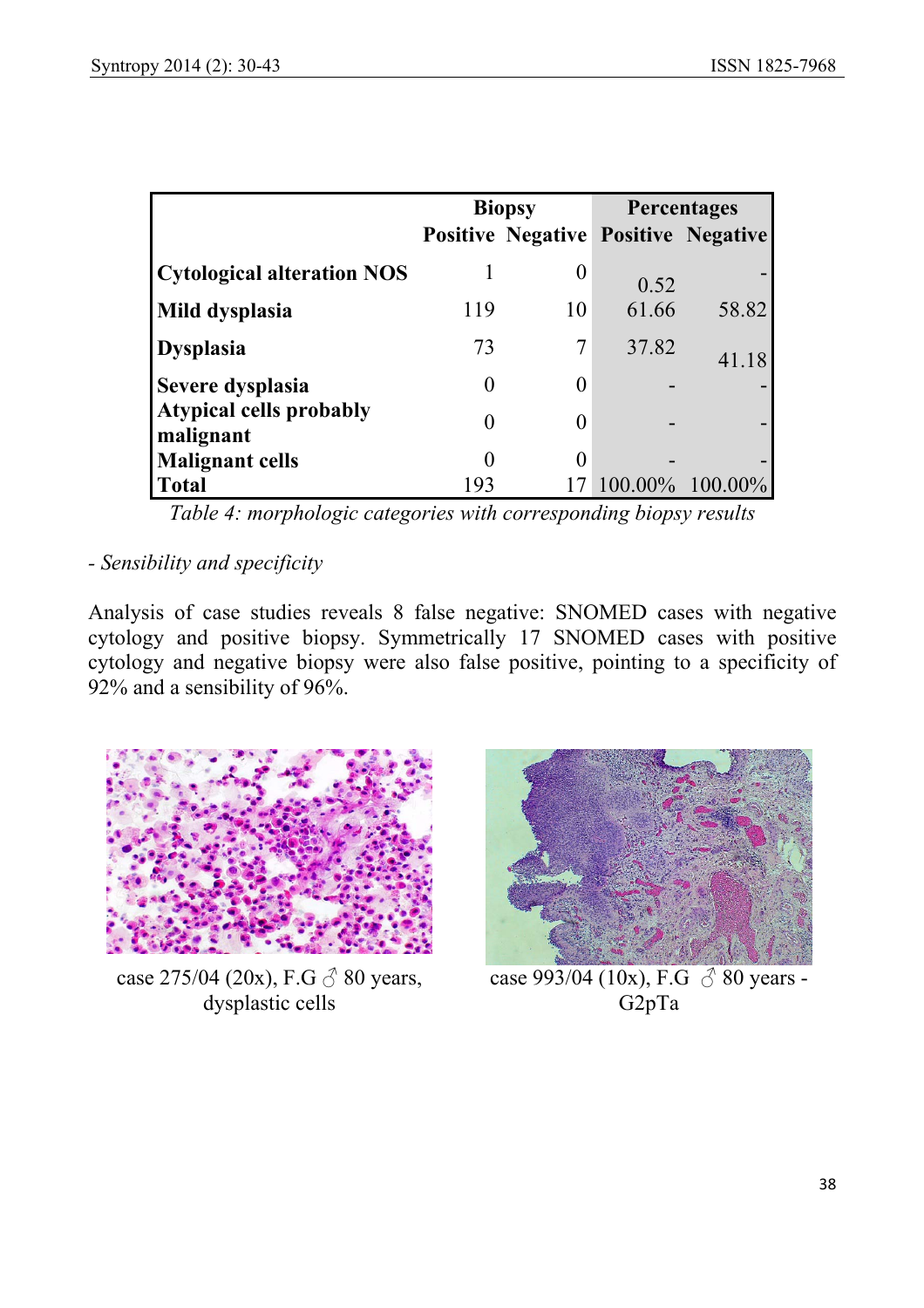| | Biopsy | | Percentages | |
|---|---|---|---|---|
| | Positive | Negative | Positive | Negative |
| **Cytological alteration NOS** | 1 | 0 | 0.52 | - |
| **Mild dysplasia** | 119 | 10 | 61.66 | 58.82 |
| **Dysplasia** | 73 | 7 | 37.82 | 41.18 |
| **Severe dysplasia** | 0 | 0 | - | - |
| **Atypical cells probably malignant** | 0 | 0 | - | - |
| **Malignant cells** | 0 | 0 | - | - |
| **Total** | 193 | 17 | 100.00% | 100.00% |

*Table 4: morphologic categories with corresponding biopsy results*

- *Sensibility and specificity*

Analysis of case studies reveals 8 false negative: SNOMED cases with negative cytology and positive biopsy. Symmetrically 17 SNOMED cases with positive cytology and negative biopsy were also false positive, pointing to a specificity of 92% and a sensibility of 96%.

case 275/04 (20x), F.G ♂ 80 years, dysplastic cells

case 993/04 (10x), F.G ♂ 80 years - G2pTa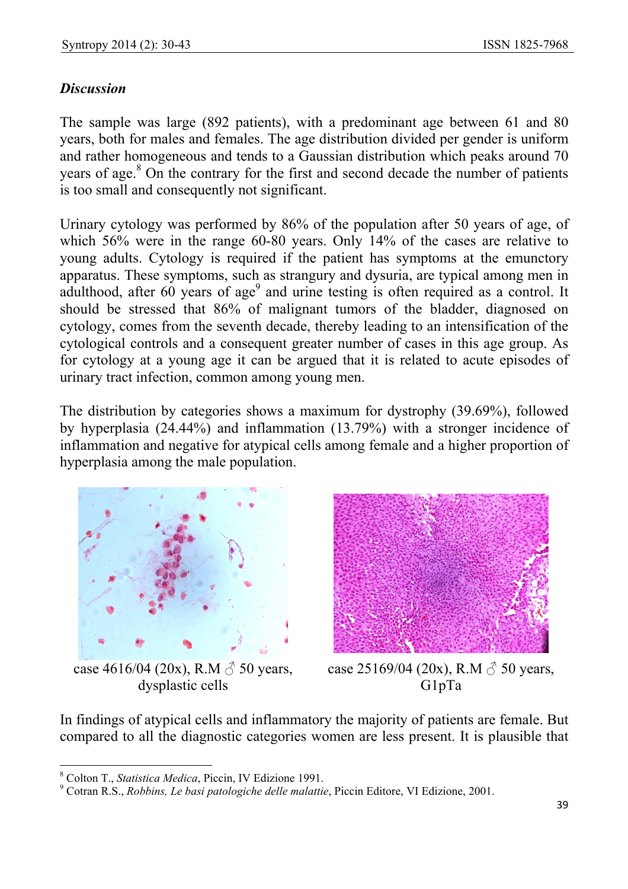## *Discussion*

The sample was large (892 patients), with a predominant age between 61 and 80 years, both for males and females. The age distribution divided per gender is uniform and rather homogeneous and tends to a Gaussian distribution which peaks around 70 years of age.[8] On the contrary for the first and second decade the number of patients is too small and consequently not significant.

Urinary cytology was performed by 86% of the population after 50 years of age, of which 56% were in the range 60-80 years. Only 14% of the cases are relative to young adults. Cytology is required if the patient has symptoms at the emunctory apparatus. These symptoms, such as strangury and dysuria, are typical among men in adulthood, after 60 years of age[9] and urine testing is often required as a control. It should be stressed that 86% of malignant tumors of the bladder, diagnosed on cytology, comes from the seventh decade, thereby leading to an intensification of the cytological controls and a consequent greater number of cases in this age group. As for cytology at a young age it can be argued that it is related to acute episodes of urinary tract infection, common among young men.

The distribution by categories shows a maximum for dystrophy (39.69%), followed by hyperplasia (24.44%) and inflammation (13.79%) with a stronger incidence of inflammation and negative for atypical cells among female and a higher proportion of hyperplasia among the male population.

case 4616/04 (20x), R.M ♂ 50 years, dysplastic cells

case 25169/04 (20x), R.M ♂ 50 years, G1pTa

In findings of atypical cells and inflammatory the majority of patients are female. But compared to all the diagnostic categories women are less present. It is plausible that

[8] Colton T., *Statistica Medica*, Piccin, IV Edizione 1991.

[9] Cotran R.S., *Robbins, Le basi patologiche delle malattie*, Piccin Editore, VI Edizione, 2001.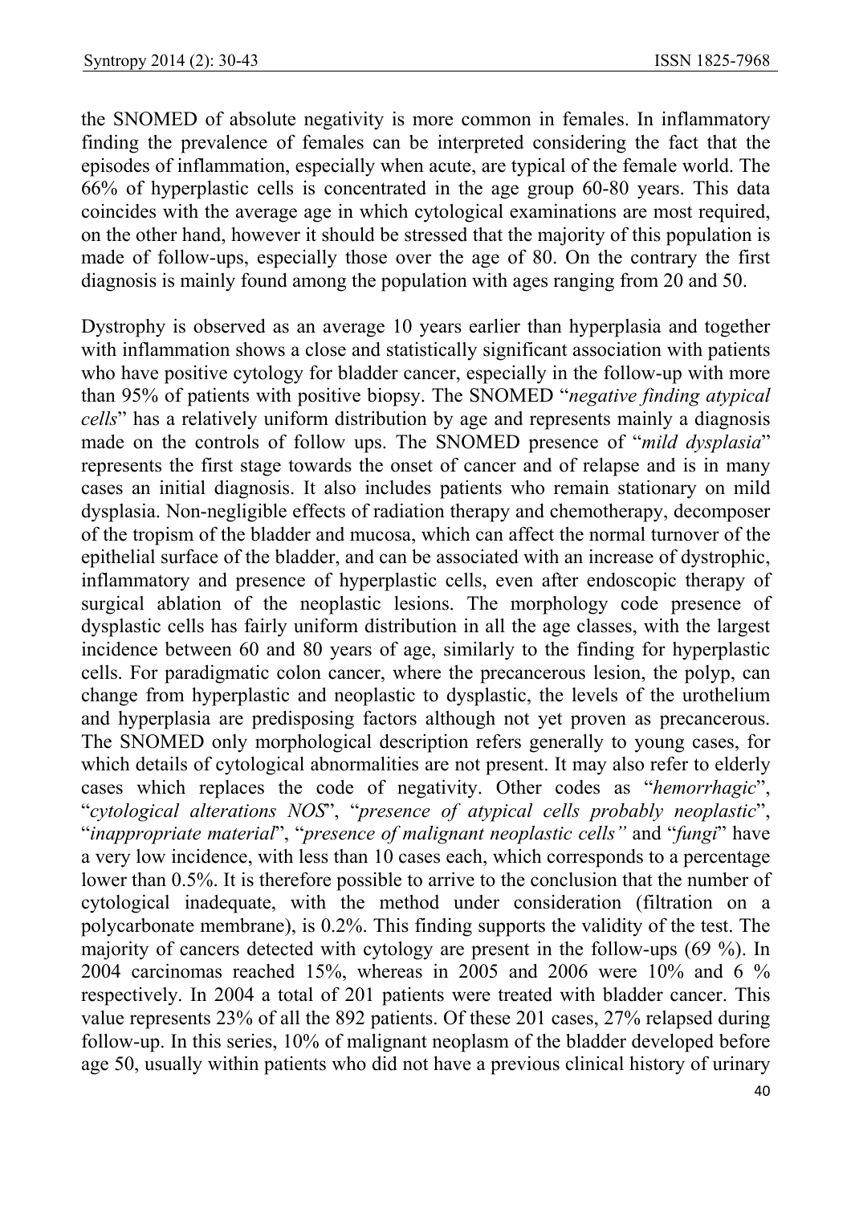the SNOMED of absolute negativity is more common in females. In inflammatory finding the prevalence of females can be interpreted considering the fact that the episodes of inflammation, especially when acute, are typical of the female world. The 66% of hyperplastic cells is concentrated in the age group 60-80 years. This data coincides with the average age in which cytological examinations are most required, on the other hand, however it should be stressed that the majority of this population is made of follow-ups, especially those over the age of 80. On the contrary the first diagnosis is mainly found among the population with ages ranging from 20 and 50.

Dystrophy is observed as an average 10 years earlier than hyperplasia and together with inflammation shows a close and statistically significant association with patients who have positive cytology for bladder cancer, especially in the follow-up with more than 95% of patients with positive biopsy. The SNOMED "*negative finding atypical cells*" has a relatively uniform distribution by age and represents mainly a diagnosis made on the controls of follow ups. The SNOMED presence of "*mild dysplasia*" represents the first stage towards the onset of cancer and of relapse and is in many cases an initial diagnosis. It also includes patients who remain stationary on mild dysplasia. Non-negligible effects of radiation therapy and chemotherapy, decomposer of the tropism of the bladder and mucosa, which can affect the normal turnover of the epithelial surface of the bladder, and can be associated with an increase of dystrophic, inflammatory and presence of hyperplastic cells, even after endoscopic therapy of surgical ablation of the neoplastic lesions. The morphology code presence of dysplastic cells has fairly uniform distribution in all the age classes, with the largest incidence between 60 and 80 years of age, similarly to the finding for hyperplastic cells. For paradigmatic colon cancer, where the precancerous lesion, the polyp, can change from hyperplastic and neoplastic to dysplastic, the levels of the urothelium and hyperplasia are predisposing factors although not yet proven as precancerous. The SNOMED only morphological description refers generally to young cases, for which details of cytological abnormalities are not present. It may also refer to elderly cases which replaces the code of negativity. Other codes as "*hemorrhagic*", "*cytological alterations NOS*", "*presence of atypical cells probably neoplastic*", "*inappropriate material*", "*presence of malignant neoplastic cells"* and "*fungi*" have a very low incidence, with less than 10 cases each, which corresponds to a percentage lower than 0.5%. It is therefore possible to arrive to the conclusion that the number of cytological inadequate, with the method under consideration (filtration on a polycarbonate membrane), is 0.2%. This finding supports the validity of the test. The majority of cancers detected with cytology are present in the follow-ups (69 %). In 2004 carcinomas reached 15%, whereas in 2005 and 2006 were 10% and 6 % respectively. In 2004 a total of 201 patients were treated with bladder cancer. This value represents 23% of all the 892 patients. Of these 201 cases, 27% relapsed during follow-up. In this series, 10% of malignant neoplasm of the bladder developed before age 50, usually within patients who did not have a previous clinical history of urinary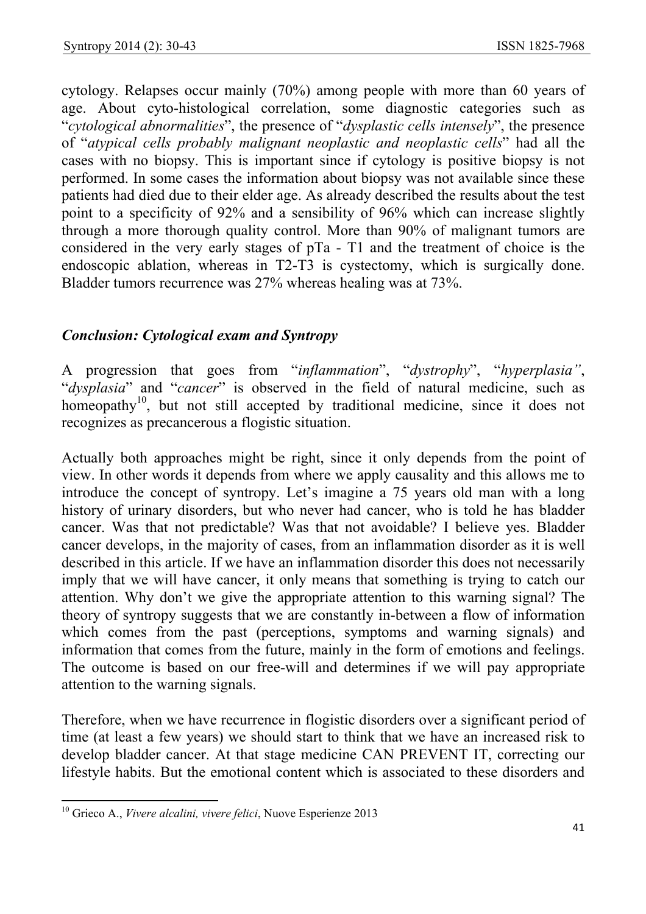cytology. Relapses occur mainly (70%) among people with more than 60 years of age. About cyto-histological correlation, some diagnostic categories such as "*cytological abnormalities*", the presence of "*dysplastic cells intensely*", the presence of "*atypical cells probably malignant neoplastic and neoplastic cells*" had all the cases with no biopsy. This is important since if cytology is positive biopsy is not performed. In some cases the information about biopsy was not available since these patients had died due to their elder age. As already described the results about the test point to a specificity of 92% and a sensibility of 96% which can increase slightly through a more thorough quality control. More than 90% of malignant tumors are considered in the very early stages of pTa - T1 and the treatment of choice is the endoscopic ablation, whereas in T2-T3 is cystectomy, which is surgically done. Bladder tumors recurrence was 27% whereas healing was at 73%.

## *Conclusion: Cytological exam and Syntropy*

A progression that goes from "*inflammation*", "*dystrophy*", "*hyperplasia"*, "*dysplasia*" and "*cancer*" is observed in the field of natural medicine, such as homeopathy[10], but not still accepted by traditional medicine, since it does not recognizes as precancerous a flogistic situation.

Actually both approaches might be right, since it only depends from the point of view. In other words it depends from where we apply causality and this allows me to introduce the concept of syntropy. Let's imagine a 75 years old man with a long history of urinary disorders, but who never had cancer, who is told he has bladder cancer. Was that not predictable? Was that not avoidable? I believe yes. Bladder cancer develops, in the majority of cases, from an inflammation disorder as it is well described in this article. If we have an inflammation disorder this does not necessarily imply that we will have cancer, it only means that something is trying to catch our attention. Why don't we give the appropriate attention to this warning signal? The theory of syntropy suggests that we are constantly in-between a flow of information which comes from the past (perceptions, symptoms and warning signals) and information that comes from the future, mainly in the form of emotions and feelings. The outcome is based on our free-will and determines if we will pay appropriate attention to the warning signals.

Therefore, when we have recurrence in flogistic disorders over a significant period of time (at least a few years) we should start to think that we have an increased risk to develop bladder cancer. At that stage medicine CAN PREVENT IT, correcting our lifestyle habits. But the emotional content which is associated to these disorders and

---

[10] Grieco A., *Vivere alcalini, vivere felici*, Nuove Esperienze 2013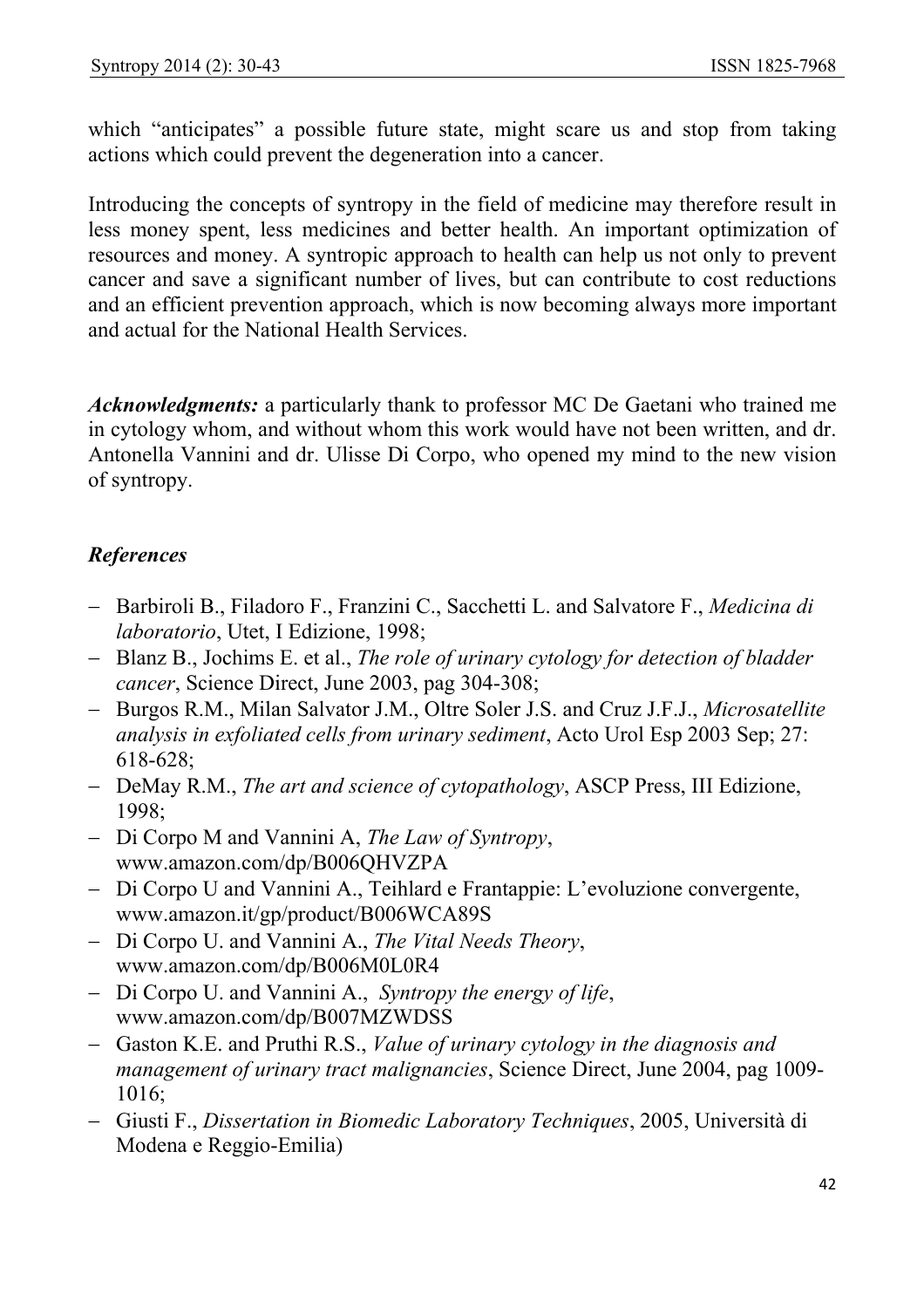which "anticipates" a possible future state, might scare us and stop from taking actions which could prevent the degeneration into a cancer.

Introducing the concepts of syntropy in the field of medicine may therefore result in less money spent, less medicines and better health. An important optimization of resources and money. A syntropic approach to health can help us not only to prevent cancer and save a significant number of lives, but can contribute to cost reductions and an efficient prevention approach, which is now becoming always more important and actual for the National Health Services.

***Acknowledgments:*** a particularly thank to professor MC De Gaetani who trained me in cytology whom, and without whom this work would have not been written, and dr. Antonella Vannini and dr. Ulisse Di Corpo, who opened my mind to the new vision of syntropy.

### *References*

- Barbiroli B., Filadoro F., Franzini C., Sacchetti L. and Salvatore F., *Medicina di laboratorio*, Utet, I Edizione, 1998;
- Blanz B., Jochims E. et al., *The role of urinary cytology for detection of bladder cancer*, Science Direct, June 2003, pag 304-308;
- Burgos R.M., Milan Salvator J.M., Oltre Soler J.S. and Cruz J.F.J., *Microsatellite analysis in exfoliated cells from urinary sediment*, Acto Urol Esp 2003 Sep; 27: 618-628;
- DeMay R.M., *The art and science of cytopathology*, ASCP Press, III Edizione, 1998;
- Di Corpo M and Vannini A, *The Law of Syntropy*, www.amazon.com/dp/B006QHVZPA
- Di Corpo U and Vannini A., Teihlard e Frantappie: L'evoluzione convergente, www.amazon.it/gp/product/B006WCA89S
- Di Corpo U. and Vannini A., *The Vital Needs Theory*, www.amazon.com/dp/B006M0L0R4
- Di Corpo U. and Vannini A., *Syntropy the energy of life*, www.amazon.com/dp/B007MZWDSS
- Gaston K.E. and Pruthi R.S., *Value of urinary cytology in the diagnosis and management of urinary tract malignancies*, Science Direct, June 2004, pag 1009-1016;
- Giusti F., *Dissertation in Biomedic Laboratory Techniques*, 2005, Università di Modena e Reggio-Emilia)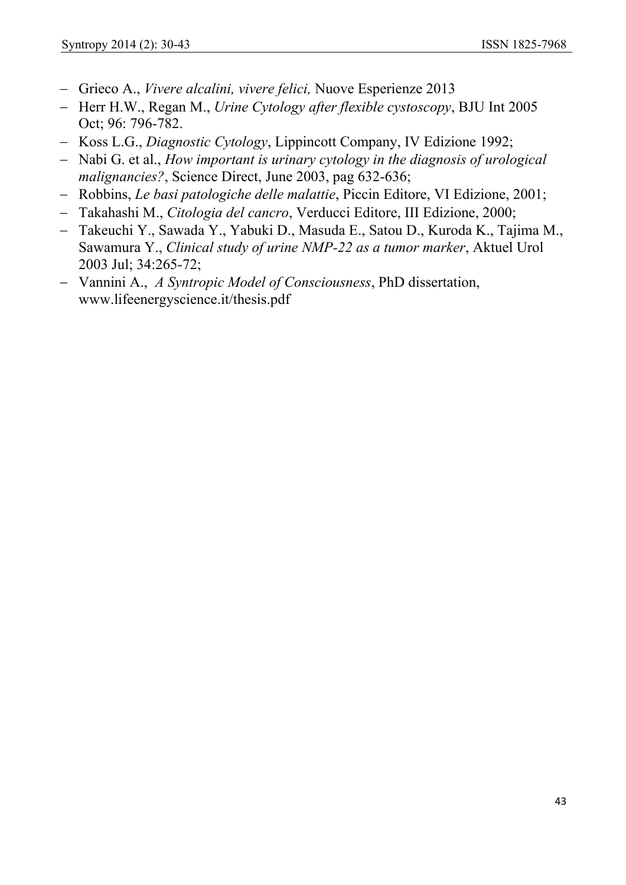- Grieco A., *Vivere alcalini, vivere felici,* Nuove Esperienze 2013
- Herr H.W., Regan M., *Urine Cytology after flexible cystoscopy*, BJU Int 2005 Oct; 96: 796-782.
- Koss L.G., *Diagnostic Cytology*, Lippincott Company, IV Edizione 1992;
- Nabi G. et al., *How important is urinary cytology in the diagnosis of urological malignancies?*, Science Direct, June 2003, pag 632-636;
- Robbins, *Le basi patologiche delle malattie*, Piccin Editore, VI Edizione, 2001;
- Takahashi M., *Citologia del cancro*, Verducci Editore, III Edizione, 2000;
- Takeuchi Y., Sawada Y., Yabuki D., Masuda E., Satou D., Kuroda K., Tajima M., Sawamura Y., *Clinical study of urine NMP-22 as a tumor marker*, Aktuel Urol 2003 Jul; 34:265-72;
- Vannini A., *A Syntropic Model of Consciousness*, PhD dissertation, www.lifeenergyscience.it/thesis.pdf